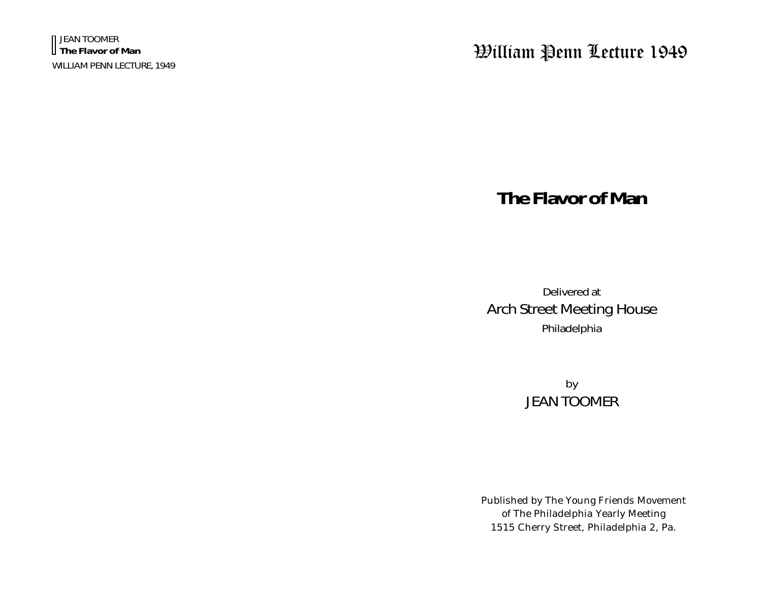JEAN TOOMER
**The Flavor of Man**

WILLIAM PENN LECTURE, 1949

# William Penn Lecture 1949

## The Flavor of Man

Delivered at
Arch Street Meeting House
Philadelphia

by
JEAN TOOMER

Published by The Young Friends Movement
of The Philadelphia Yearly Meeting
1515 Cherry Street, Philadelphia 2, Pa.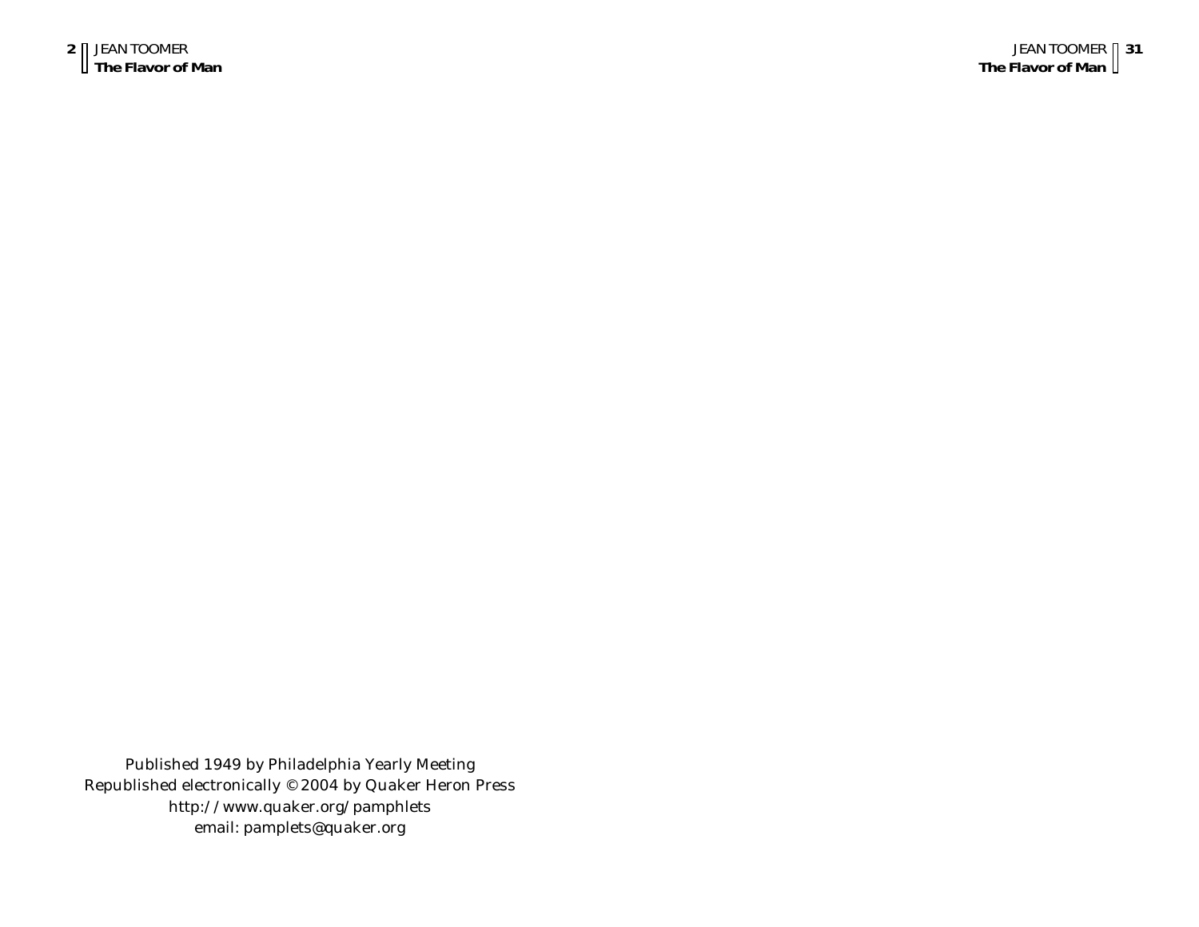Published 1949 by Philadelphia Yearly Meeting
Republished electronically © 2004 by Quaker Heron Press
http://www.quaker.org/pamphlets
email: pamplets@quaker.org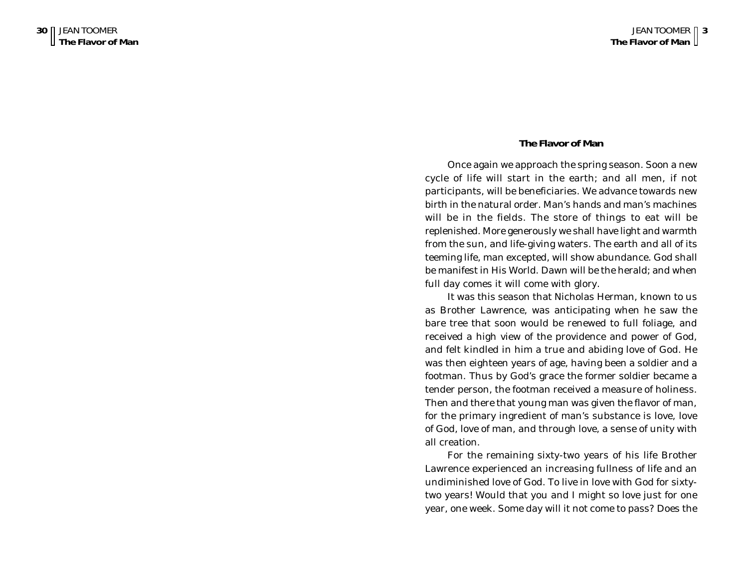## The Flavor of Man

Once again we approach the spring season. Soon a new cycle of life will start in the earth; and all men, if not participants, will be beneficiaries. We advance towards new birth in the natural order. Man's hands and man's machines will be in the fields. The store of things to eat will be replenished. More generously we shall have light and warmth from the sun, and life-giving waters. The earth and all of its teeming life, man excepted, will show abundance. God shall be manifest in His World. Dawn will be the herald; and when full day comes it will come with glory.

It was this season that Nicholas Herman, known to us as Brother Lawrence, was anticipating when he saw the bare tree that soon would be renewed to full foliage, and received a high view of the providence and power of God, and felt kindled in him a true and abiding love of God. He was then eighteen years of age, having been a soldier and a footman. Thus by God's grace the former soldier became a tender person, the footman received a measure of holiness. Then and there that young man was given the flavor of man, for the primary ingredient of man's substance is love, love of God, love of man, and through love, a sense of unity with all creation.

For the remaining sixty-two years of his life Brother Lawrence experienced an increasing fullness of life and an undiminished love of God. To live in love with God for sixty-two years! Would that you and I might so love just for one year, one week. Some day will it not come to pass? Does the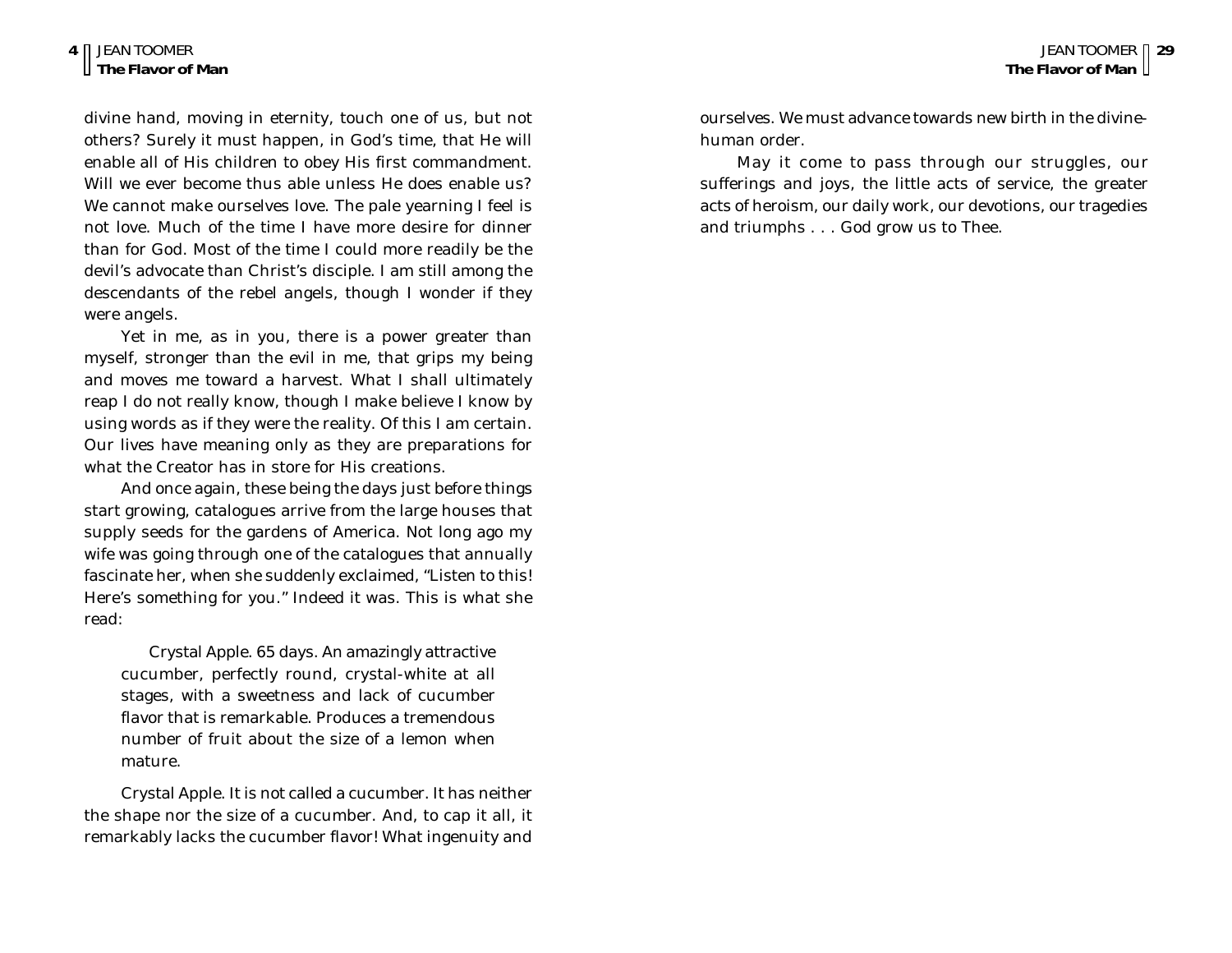divine hand, moving in eternity, touch one of us, but not others? Surely it must happen, in God's time, that He will enable all of His children to obey His first commandment. Will we ever become thus able unless He does enable us? We cannot make ourselves love. The pale yearning I feel is not love. Much of the time I have more desire for dinner than for God. Most of the time I could more readily be the devil's advocate than Christ's disciple. I am still among the descendants of the rebel angels, though I wonder if they were angels.

Yet in me, as in you, there is a power greater than myself, stronger than the evil in me, that grips my being and moves me toward a harvest. What I shall ultimately reap I do not really know, though I make believe I know by using words as if they were the reality. Of this I am certain. Our lives have meaning only as they are preparations for what the Creator has in store for His creations.

And once again, these being the days just before things start growing, catalogues arrive from the large houses that supply seeds for the gardens of America. Not long ago my wife was going through one of the catalogues that annually fascinate her, when she suddenly exclaimed, "Listen to this! Here's something for you." Indeed it was. This is what she read:

> Crystal Apple. 65 days. An amazingly attractive cucumber, perfectly round, crystal-white at all stages, with a sweetness and lack of cucumber flavor that is remarkable. Produces a tremendous number of fruit about the size of a lemon when mature.

Crystal Apple. It is not called a cucumber. It has neither the shape nor the size of a cucumber. And, to cap it all, it remarkably lacks the cucumber flavor! What ingenuity and

ourselves. We must advance towards new birth in the divine-human order.

May it come to pass through our struggles, our sufferings and joys, the little acts of service, the greater acts of heroism, our daily work, our devotions, our tragedies and triumphs . . . God grow us to Thee.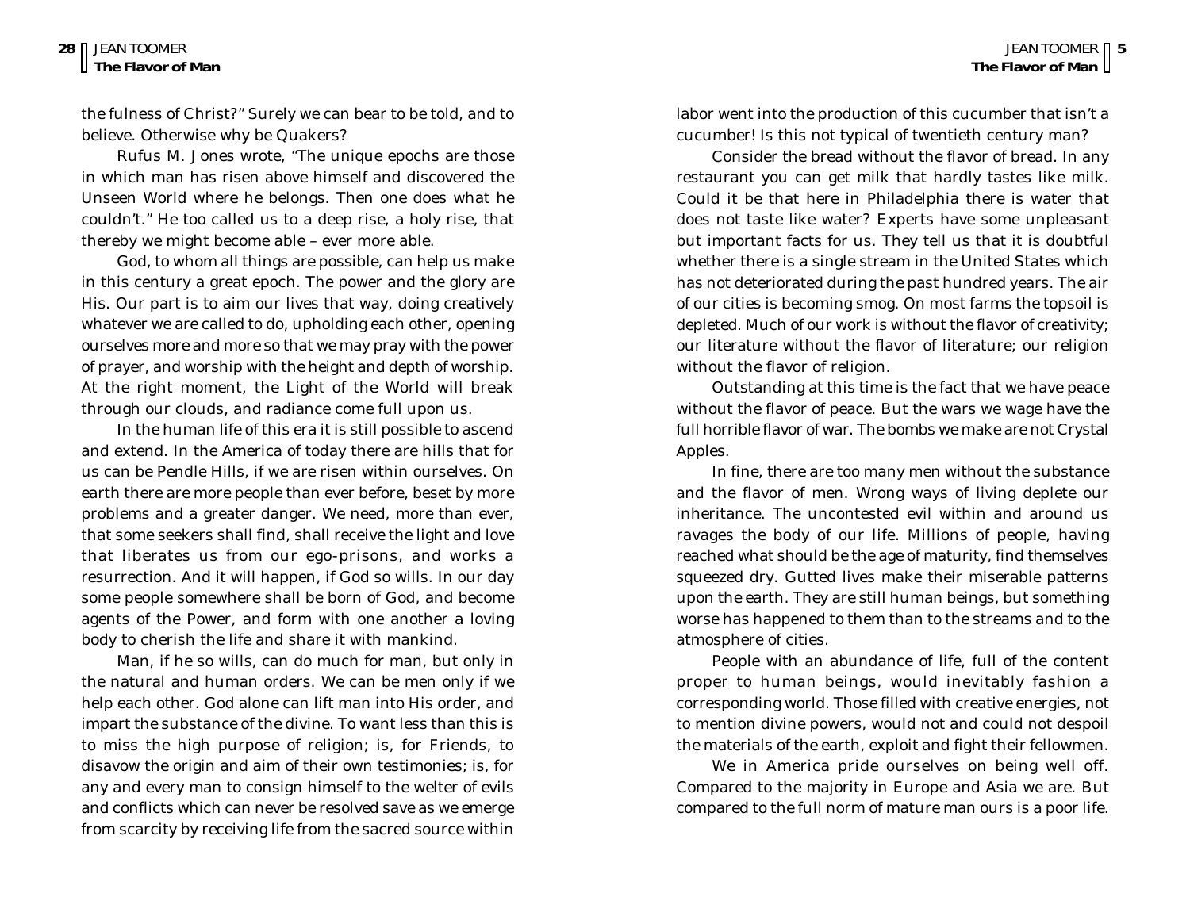the fulness of Christ?" Surely we can bear to be told, and to believe. Otherwise why be Quakers?

Rufus M. Jones wrote, "The unique epochs are those in which man has risen above himself and discovered the Unseen World where he belongs. Then one does what he couldn't." He too called us to a deep rise, a holy rise, that thereby we might become able – ever more able.

God, to whom all things are possible, can help us make in this century a great epoch. The power and the glory are His. Our part is to aim our lives that way, doing creatively whatever we are called to do, upholding each other, opening ourselves more and more so that we may pray with the power of prayer, and worship with the height and depth of worship. At the right moment, the Light of the World will break through our clouds, and radiance come full upon us.

In the human life of this era it is still possible to ascend and extend. In the America of today there are hills that for us can be Pendle Hills, if we are risen within ourselves. On earth there are more people than ever before, beset by more problems and a greater danger. We need, more than ever, that some seekers shall find, shall receive the light and love that liberates us from our ego-prisons, and works a resurrection. And it will happen, if God so wills. In our day some people somewhere shall be born of God, and become agents of the Power, and form with one another a loving body to cherish the life and share it with mankind.

Man, if he so wills, can do much for man, but only in the natural and human orders. We can be men only if we help each other. God alone can lift man into His order, and impart the substance of the divine. To want less than this is to miss the high purpose of religion; is, for Friends, to disavow the origin and aim of their own testimonies; is, for any and every man to consign himself to the welter of evils and conflicts which can never be resolved save as we emerge from scarcity by receiving life from the sacred source within

labor went into the production of this cucumber that isn't a cucumber! Is this not typical of twentieth century man?

Consider the bread without the flavor of bread. In any restaurant you can get milk that hardly tastes like milk. Could it be that here in Philadelphia there is water that does not taste like water? Experts have some unpleasant but important facts for us. They tell us that it is doubtful whether there is a single stream in the United States which has not deteriorated during the past hundred years. The air of our cities is becoming smog. On most farms the topsoil is depleted. Much of our work is without the flavor of creativity; our literature without the flavor of literature; our religion without the flavor of religion.

Outstanding at this time is the fact that we have peace without the flavor of peace. But the wars we wage have the full horrible flavor of war. The bombs we make are not Crystal Apples.

In fine, there are too many men without the substance and the flavor of men. Wrong ways of living deplete our inheritance. The uncontested evil within and around us ravages the body of our life. Millions of people, having reached what should be the age of maturity, find themselves squeezed dry. Gutted lives make their miserable patterns upon the earth. They are still human beings, but something worse has happened to them than to the streams and to the atmosphere of cities.

People with an abundance of life, full of the content proper to human beings, would inevitably fashion a corresponding world. Those filled with creative energies, not to mention divine powers, would not and could not despoil the materials of the earth, exploit and fight their fellowmen.

We in America pride ourselves on being well off. Compared to the majority in Europe and Asia we are. But compared to the full norm of mature man ours is a poor life.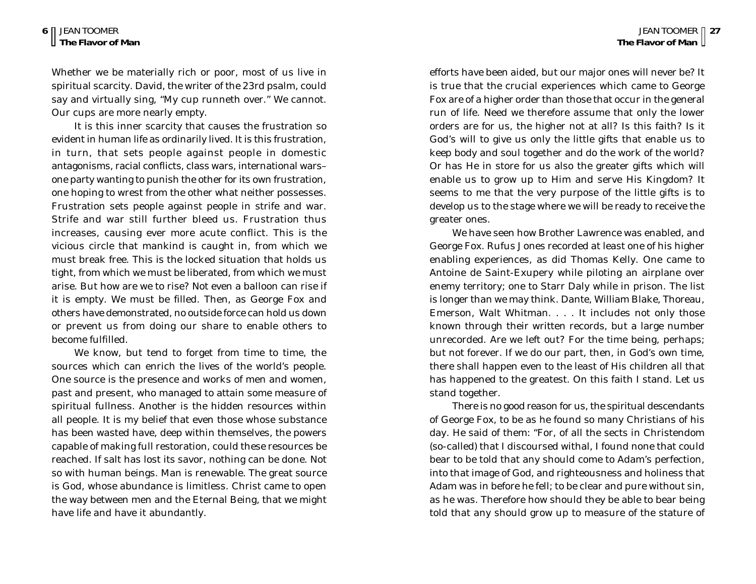Whether we be materially rich or poor, most of us live in spiritual scarcity. David, the writer of the 23rd psalm, could say and virtually sing, "My cup runneth over." We cannot. Our cups are more nearly empty.

It is this inner scarcity that causes the frustration so evident in human life as ordinarily lived. It is this frustration, in turn, that sets people against people in domestic antagonisms, racial conflicts, class wars, international wars–one party wanting to punish the other for its own frustration, one hoping to wrest from the other what neither possesses. Frustration sets people against people in strife and war. Strife and war still further bleed us. Frustration thus increases, causing ever more acute conflict. This is the vicious circle that mankind is caught in, from which we must break free. This is the locked situation that holds us tight, from which we must be liberated, from which we must arise. But how are we to rise? Not even a balloon can rise if it is empty. We must be filled. Then, as George Fox and others have demonstrated, no outside force can hold us down or prevent us from doing our share to enable others to become fulfilled.

We know, but tend to forget from time to time, the sources which can enrich the lives of the world's people. One source is the presence and works of men and women, past and present, who managed to attain some measure of spiritual fullness. Another is the hidden resources within all people. It is my belief that even those whose substance has been wasted have, deep within themselves, the powers capable of making full restoration, could these resources be reached. If salt has lost its savor, nothing can be done. Not so with human beings. Man is renewable. The great source is God, whose abundance is limitless. Christ came to open the way between men and the Eternal Being, that we might have life and have it abundantly.

efforts have been aided, but our major ones will never be? It is true that the crucial experiences which came to George Fox are of a higher order than those that occur in the general run of life. Need we therefore assume that only the lower orders are for us, the higher not at all? Is this faith? Is it God's will to give us only the little gifts that enable us to keep body and soul together and do the work of the world? Or has He in store for us also the greater gifts which will enable us to grow up to Him and serve His Kingdom? It seems to me that the very purpose of the little gifts is to develop us to the stage where we will be ready to receive the greater ones.

We have seen how Brother Lawrence was enabled, and George Fox. Rufus Jones recorded at least one of his higher enabling experiences, as did Thomas Kelly. One came to Antoine de Saint-Exupery while piloting an airplane over enemy territory; one to Starr Daly while in prison. The list is longer than we may think. Dante, William Blake, Thoreau, Emerson, Walt Whitman. . . . It includes not only those known through their written records, but a large number unrecorded. Are we left out? For the time being, perhaps; but not forever. If we do our part, then, in God's own time, there shall happen even to the least of His children all that has happened to the greatest. On this faith I stand. Let us stand together.

There is no good reason for us, the spiritual descendants of George Fox, to be as he found so many Christians of his day. He said of them: "For, of all the sects in Christendom (so-called) that I discoursed withal, I found none that could bear to be told that any should come to Adam's perfection, into that image of God, and righteousness and holiness that Adam was in before he fell; to be clear and pure without sin, as he was. Therefore how should they be able to bear being told that any should grow up to measure of the stature of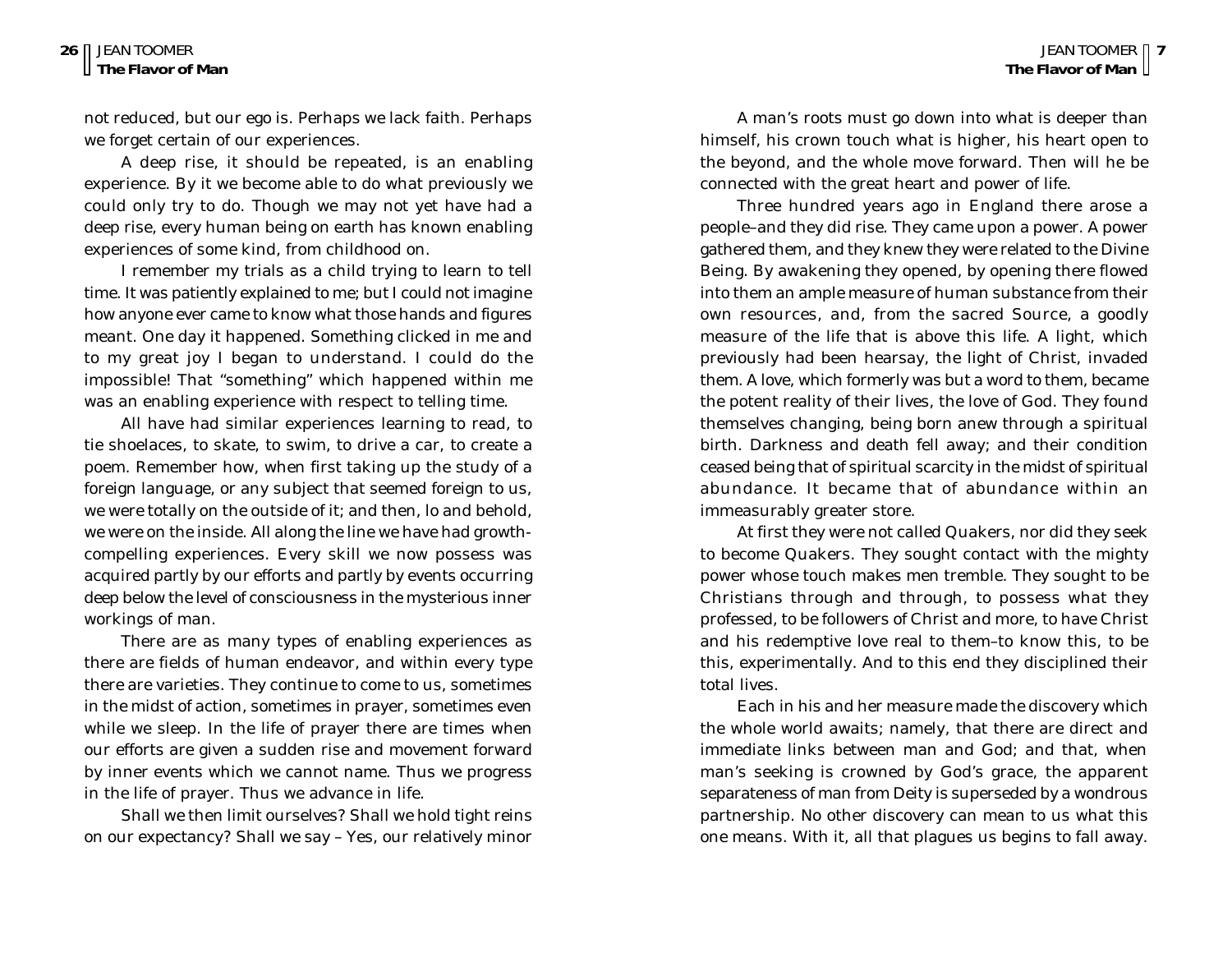not reduced, but our ego is. Perhaps we lack faith. Perhaps we forget certain of our experiences.

A deep rise, it should be repeated, is an enabling experience. By it we become able to do what previously we could only try to do. Though we may not yet have had a deep rise, every human being on earth has known enabling experiences of some kind, from childhood on.

I remember my trials as a child trying to learn to tell time. It was patiently explained to me; but I could not imagine how anyone ever came to know what those hands and figures meant. One day it happened. Something clicked in me and to my great joy I began to understand. I could do the impossible! That "something" which happened within me was an enabling experience with respect to telling time.

All have had similar experiences learning to read, to tie shoelaces, to skate, to swim, to drive a car, to create a poem. Remember how, when first taking up the study of a foreign language, or any subject that seemed foreign to us, we were totally on the outside of it; and then, lo and behold, we were on the inside. All along the line we have had growth-compelling experiences. Every skill we now possess was acquired partly by our efforts and partly by events occurring deep below the level of consciousness in the mysterious inner workings of man.

There are as many types of enabling experiences as there are fields of human endeavor, and within every type there are varieties. They continue to come to us, sometimes in the midst of action, sometimes in prayer, sometimes even while we sleep. In the life of prayer there are times when our efforts are given a sudden rise and movement forward by inner events which we cannot name. Thus we progress in the life of prayer. Thus we advance in life.

Shall we then limit ourselves? Shall we hold tight reins on our expectancy? Shall we say – Yes, our relatively minor

A man's roots must go down into what is deeper than himself, his crown touch what is higher, his heart open to the beyond, and the whole move forward. Then will he be connected with the great heart and power of life.

Three hundred years ago in England there arose a people–and they did rise. They came upon a power. A power gathered them, and they knew they were related to the Divine Being. By awakening they opened, by opening there flowed into them an ample measure of human substance from their own resources, and, from the sacred Source, a goodly measure of the life that is above this life. A light, which previously had been hearsay, the light of Christ, invaded them. A love, which formerly was but a word to them, became the potent reality of their lives, the love of God. They found themselves changing, being born anew through a spiritual birth. Darkness and death fell away; and their condition ceased being that of spiritual scarcity in the midst of spiritual abundance. It became that of abundance within an immeasurably greater store.

At first they were not called Quakers, nor did they seek to become Quakers. They sought contact with the mighty power whose touch makes men tremble. They sought to be Christians through and through, to possess what they professed, to be followers of Christ and more, to have Christ and his redemptive love real to them–to know this, to be this, experimentally. And to this end they disciplined their total lives.

Each in his and her measure made the discovery which the whole world awaits; namely, that there are direct and immediate links between man and God; and that, when man's seeking is crowned by God's grace, the apparent separateness of man from Deity is superseded by a wondrous partnership. No other discovery can mean to us what this one means. With it, all that plagues us begins to fall away.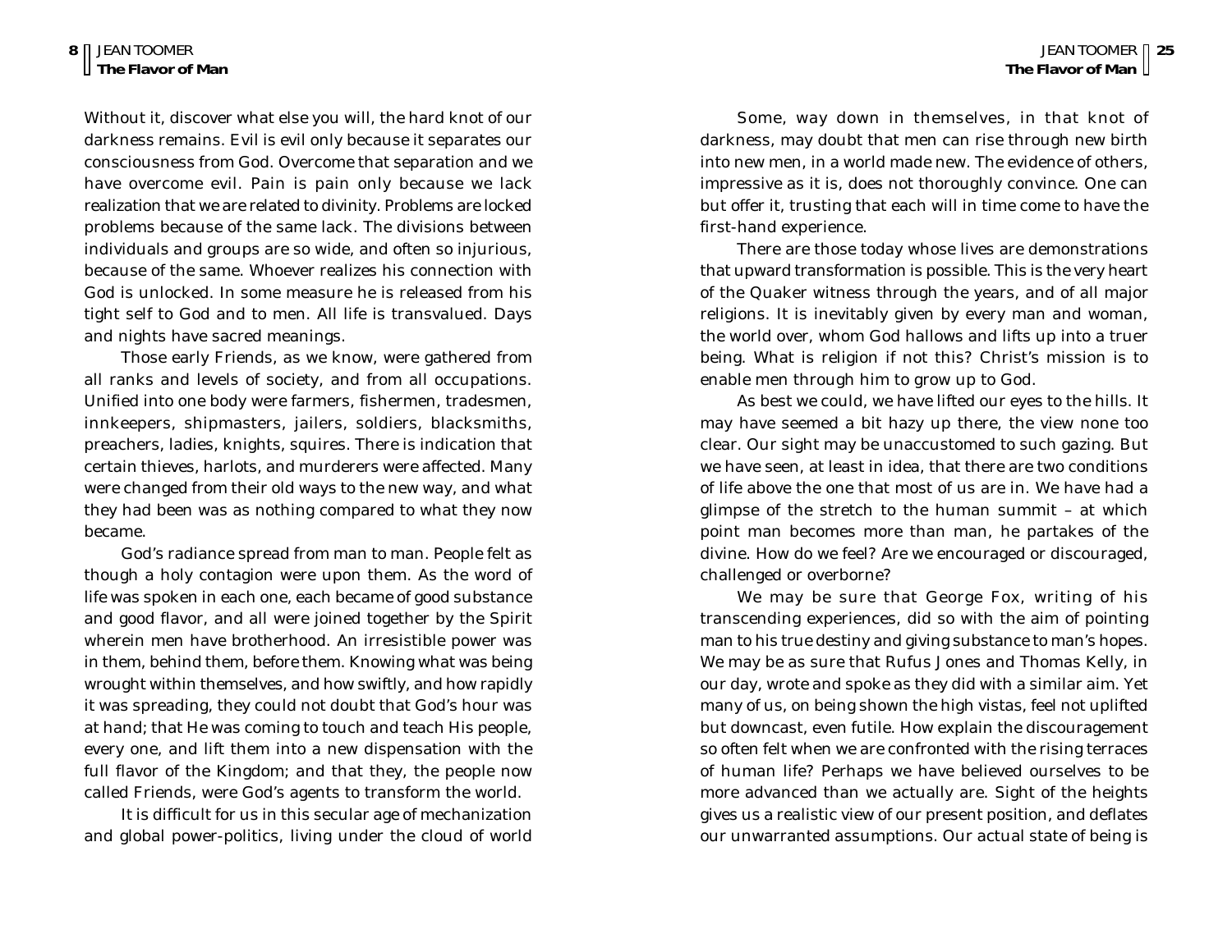Without it, discover what else you will, the hard knot of our darkness remains. Evil is evil only because it separates our consciousness from God. Overcome that separation and we have overcome evil. Pain is pain only because we lack realization that we are related to divinity. Problems are locked problems because of the same lack. The divisions between individuals and groups are so wide, and often so injurious, because of the same. Whoever realizes his connection with God is unlocked. In some measure he is released from his tight self to God and to men. All life is transvalued. Days and nights have sacred meanings.

Those early Friends, as we know, were gathered from all ranks and levels of society, and from all occupations. Unified into one body were farmers, fishermen, tradesmen, innkeepers, shipmasters, jailers, soldiers, blacksmiths, preachers, ladies, knights, squires. There is indication that certain thieves, harlots, and murderers were affected. Many were changed from their old ways to the new way, and what they had been was as nothing compared to what they now became.

God's radiance spread from man to man. People felt as though a holy contagion were upon them. As the word of life was spoken in each one, each became of good substance and good flavor, and all were joined together by the Spirit wherein men have brotherhood. An irresistible power was in them, behind them, before them. Knowing what was being wrought within themselves, and how swiftly, and how rapidly it was spreading, they could not doubt that God's hour was at hand; that He was coming to touch and teach His people, every one, and lift them into a new dispensation with the full flavor of the Kingdom; and that they, the people now called Friends, were God's agents to transform the world.

It is difficult for us in this secular age of mechanization and global power-politics, living under the cloud of world

Some, way down in themselves, in that knot of darkness, may doubt that men can rise through new birth into new men, in a world made new. The evidence of others, impressive as it is, does not thoroughly convince. One can but offer it, trusting that each will in time come to have the first-hand experience.

There are those today whose lives are demonstrations that upward transformation is possible. This is the very heart of the Quaker witness through the years, and of all major religions. It is inevitably given by every man and woman, the world over, whom God hallows and lifts up into a truer being. What is religion if not this? Christ's mission is to enable men through him to grow up to God.

As best we could, we have lifted our eyes to the hills. It may have seemed a bit hazy up there, the view none too clear. Our sight may be unaccustomed to such gazing. But we have seen, at least in idea, that there are two conditions of life above the one that most of us are in. We have had a glimpse of the stretch to the human summit – at which point man becomes more than man, he partakes of the divine. How do we feel? Are we encouraged or discouraged, challenged or overborne?

We may be sure that George Fox, writing of his transcending experiences, did so with the aim of pointing man to his true destiny and giving substance to man's hopes. We may be as sure that Rufus Jones and Thomas Kelly, in our day, wrote and spoke as they did with a similar aim. Yet many of us, on being shown the high vistas, feel not uplifted but downcast, even futile. How explain the discouragement so often felt when we are confronted with the rising terraces of human life? Perhaps we have believed ourselves to be more advanced than we actually are. Sight of the heights gives us a realistic view of our present position, and deflates our unwarranted assumptions. Our actual state of being is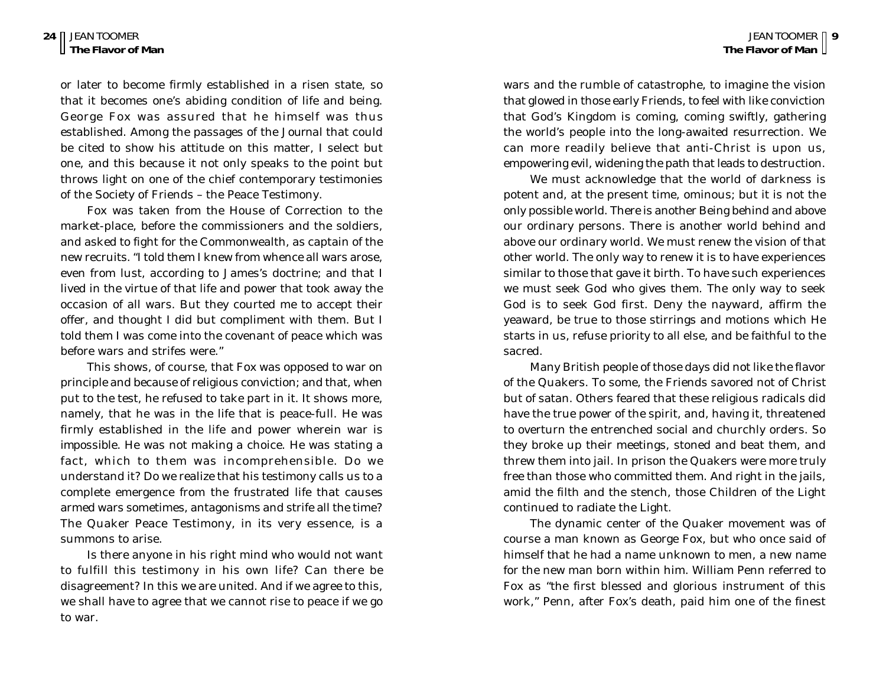or later to become firmly established in a risen state, so that it becomes one's abiding condition of life and being. George Fox was assured that he himself was thus established. Among the passages of the Journal that could be cited to show his attitude on this matter, I select but one, and this because it not only speaks to the point but throws light on one of the chief contemporary testimonies of the Society of Friends – the Peace Testimony.

Fox was taken from the House of Correction to the market-place, before the commissioners and the soldiers, and asked to fight for the Commonwealth, as captain of the new recruits. "I told them I knew from whence all wars arose, even from lust, according to James's doctrine; and that I lived in the virtue of that life and power that took away the occasion of all wars. But they courted me to accept their offer, and thought I did but compliment with them. But I told them I was come into the covenant of peace which was before wars and strifes were."

This shows, of course, that Fox was opposed to war on principle and because of religious conviction; and that, when put to the test, he refused to take part in it. It shows more, namely, that he was in the life that is peace-full. He was firmly established in the life and power wherein war is impossible. He was not making a choice. He was stating a fact, which to them was incomprehensible. Do we understand it? Do we realize that his testimony calls us to a complete emergence from the frustrated life that causes armed wars sometimes, antagonisms and strife all the time? The Quaker Peace Testimony, in its very essence, is a summons to arise.

Is there anyone in his right mind who would not want to fulfill this testimony in his own life? Can there be disagreement? In this we are united. And if we agree to this, we shall have to agree that we cannot rise to peace if we go to war.

wars and the rumble of catastrophe, to imagine the vision that glowed in those early Friends, to feel with like conviction that God's Kingdom is coming, coming swiftly, gathering the world's people into the long-awaited resurrection. We can more readily believe that anti-Christ is upon us, empowering evil, widening the path that leads to destruction.

We must acknowledge that the world of darkness is potent and, at the present time, ominous; but it is not the only possible world. There is another Being behind and above our ordinary persons. There is another world behind and above our ordinary world. We must renew the vision of that other world. The only way to renew it is to have experiences similar to those that gave it birth. To have such experiences we must seek God who gives them. The only way to seek God is to seek God first. Deny the nayward, affirm the yeaward, be true to those stirrings and motions which He starts in us, refuse priority to all else, and be faithful to the sacred.

Many British people of those days did not like the flavor of the Quakers. To some, the Friends savored not of Christ but of satan. Others feared that these religious radicals did have the true power of the spirit, and, having it, threatened to overturn the entrenched social and churchly orders. So they broke up their meetings, stoned and beat them, and threw them into jail. In prison the Quakers were more truly free than those who committed them. And right in the jails, amid the filth and the stench, those Children of the Light continued to radiate the Light.

The dynamic center of the Quaker movement was of course a man known as George Fox, but who once said of himself that he had a name unknown to men, a new name for the new man born within him. William Penn referred to Fox as "the first blessed and glorious instrument of this work," Penn, after Fox's death, paid him one of the finest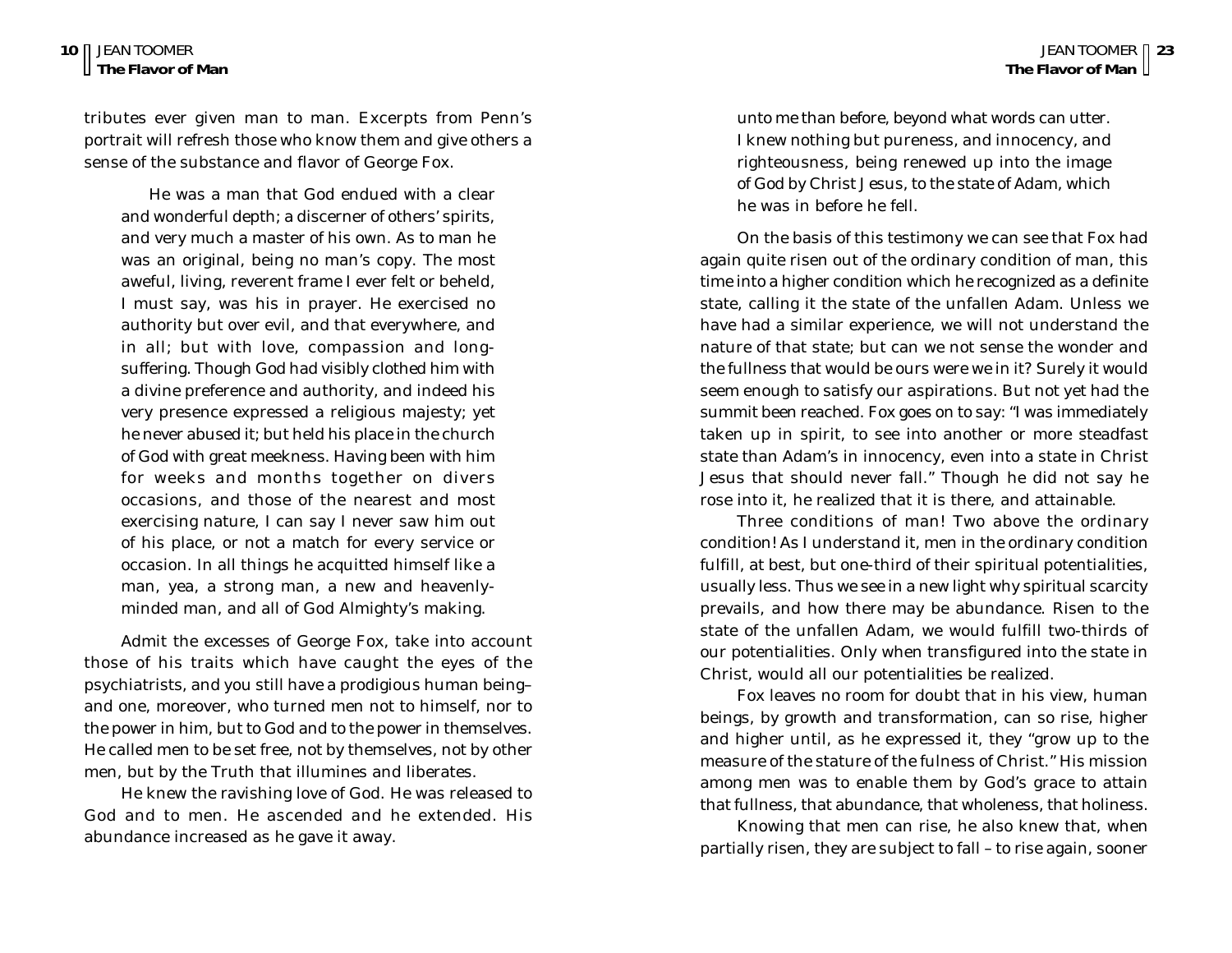tributes ever given man to man. Excerpts from Penn's portrait will refresh those who know them and give others a sense of the substance and flavor of George Fox.

> He was a man that God endued with a clear and wonderful depth; a discerner of others' spirits, and very much a master of his own. As to man he was an original, being no man's copy. The most aweful, living, reverent frame I ever felt or beheld, I must say, was his in prayer. He exercised no authority but over evil, and that everywhere, and in all; but with love, compassion and long-suffering. Though God had visibly clothed him with a divine preference and authority, and indeed his very presence expressed a religious majesty; yet he never abused it; but held his place in the church of God with great meekness. Having been with him for weeks and months together on divers occasions, and those of the nearest and most exercising nature, I can say I never saw him out of his place, or not a match for every service or occasion. In all things he acquitted himself like a man, yea, a strong man, a new and heavenly-minded man, and all of God Almighty's making.

Admit the excesses of George Fox, take into account those of his traits which have caught the eyes of the psychiatrists, and you still have a prodigious human being–and one, moreover, who turned men not to himself, nor to the power in him, but to God and to the power in themselves. He called men to be set free, not by themselves, not by other men, but by the Truth that illumines and liberates.

He knew the ravishing love of God. He was released to God and to men. He ascended and he extended. His abundance increased as he gave it away.

> unto me than before, beyond what words can utter. I knew nothing but pureness, and innocency, and righteousness, being renewed up into the image of God by Christ Jesus, to the state of Adam, which he was in before he fell.

On the basis of this testimony we can see that Fox had again quite risen out of the ordinary condition of man, this time into a higher condition which he recognized as a definite state, calling it the state of the unfallen Adam. Unless we have had a similar experience, we will not understand the nature of that state; but can we not sense the wonder and the fullness that would be ours were we in it? Surely it would seem enough to satisfy our aspirations. But not yet had the summit been reached. Fox goes on to say: "I was immediately taken up in spirit, to see into another or more steadfast state than Adam's in innocency, even into a state in Christ Jesus that should never fall." Though he did not say he rose into it, he realized that it is there, and attainable.

Three conditions of man! Two above the ordinary condition! As I understand it, men in the ordinary condition fulfill, at best, but one-third of their spiritual potentialities, usually less. Thus we see in a new light why spiritual scarcity prevails, and how there may be abundance. Risen to the state of the unfallen Adam, we would fulfill two-thirds of our potentialities. Only when transfigured into the state in Christ, would all our potentialities be realized.

Fox leaves no room for doubt that in his view, human beings, by growth and transformation, can so rise, higher and higher until, as he expressed it, they "grow up to the measure of the stature of the fulness of Christ." His mission among men was to enable them by God's grace to attain that fullness, that abundance, that wholeness, that holiness.

Knowing that men can rise, he also knew that, when partially risen, they are subject to fall – to rise again, sooner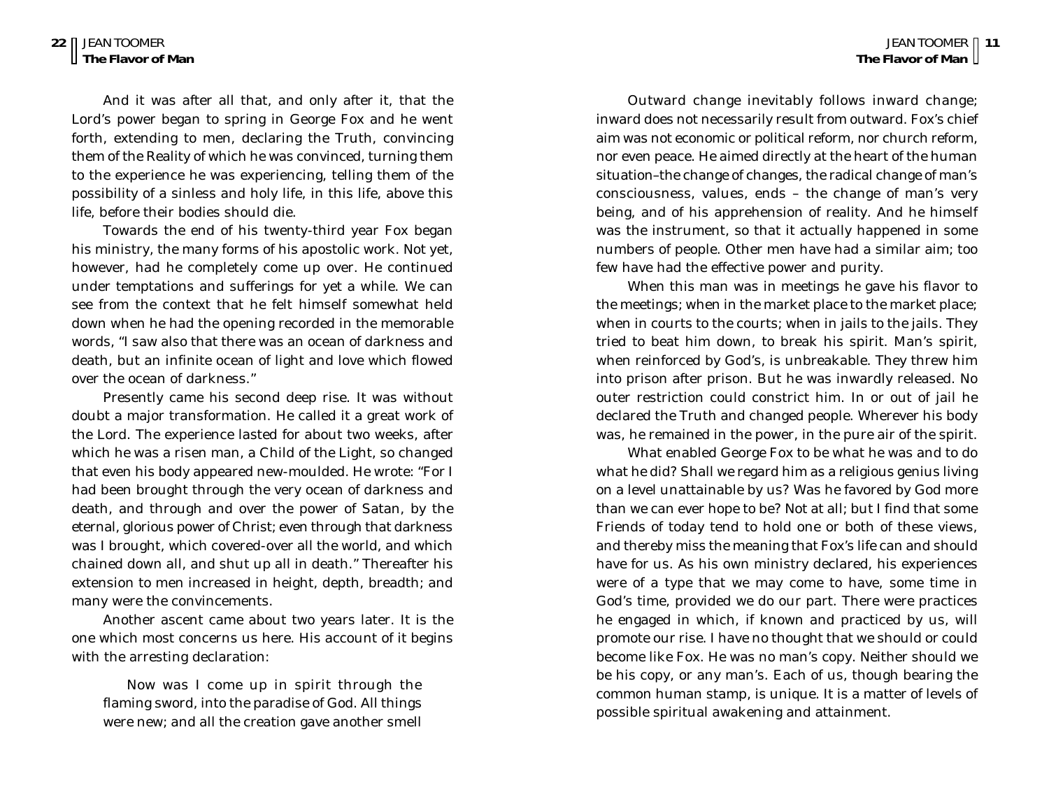And it was after all that, and only after it, that the Lord's power began to spring in George Fox and he went forth, extending to men, declaring the Truth, convincing them of the Reality of which he was convinced, turning them to the experience he was experiencing, telling them of the possibility of a sinless and holy life, in this life, above this life, before their bodies should die.

Towards the end of his twenty-third year Fox began his ministry, the many forms of his apostolic work. Not yet, however, had he completely come up over. He continued under temptations and sufferings for yet a while. We can see from the context that he felt himself somewhat held down when he had the opening recorded in the memorable words, "I saw also that there was an ocean of darkness and death, but an infinite ocean of light and love which flowed over the ocean of darkness."

Presently came his second deep rise. It was without doubt a major transformation. He called it a great work of the Lord. The experience lasted for about two weeks, after which he was a risen man, a Child of the Light, so changed that even his body appeared new-moulded. He wrote: "For I had been brought through the very ocean of darkness and death, and through and over the power of Satan, by the eternal, glorious power of Christ; even through that darkness was I brought, which covered-over all the world, and which chained down all, and shut up all in death." Thereafter his extension to men increased in height, depth, breadth; and many were the convincements.

Another ascent came about two years later. It is the one which most concerns us here. His account of it begins with the arresting declaration:

> Now was I come up in spirit through the flaming sword, into the paradise of God. All things were new; and all the creation gave another smell

Outward change inevitably follows inward change; inward does not necessarily result from outward. Fox's chief aim was not economic or political reform, nor church reform, nor even peace. He aimed directly at the heart of the human situation–the change of changes, the radical change of man's consciousness, values, ends – the change of man's very being, and of his apprehension of reality. And he himself was the instrument, so that it actually happened in some numbers of people. Other men have had a similar aim; too few have had the effective power and purity.

When this man was in meetings he gave his flavor to the meetings; when in the market place to the market place; when in courts to the courts; when in jails to the jails. They tried to beat him down, to break his spirit. Man's spirit, when reinforced by God's, is unbreakable. They threw him into prison after prison. But he was inwardly released. No outer restriction could constrict him. In or out of jail he declared the Truth and changed people. Wherever his body was, he remained in the power, in the pure air of the spirit.

What enabled George Fox to be what he was and to do what he did? Shall we regard him as a religious genius living on a level unattainable by us? Was he favored by God more than we can ever hope to be? Not at all; but I find that some Friends of today tend to hold one or both of these views, and thereby miss the meaning that Fox's life can and should have for us. As his own ministry declared, his experiences were of a type that we may come to have, some time in God's time, provided we do our part. There were practices he engaged in which, if known and practiced by us, will promote our rise. I have no thought that we should or could become like Fox. He was no man's copy. Neither should we be his copy, or any man's. Each of us, though bearing the common human stamp, is unique. It is a matter of levels of possible spiritual awakening and attainment.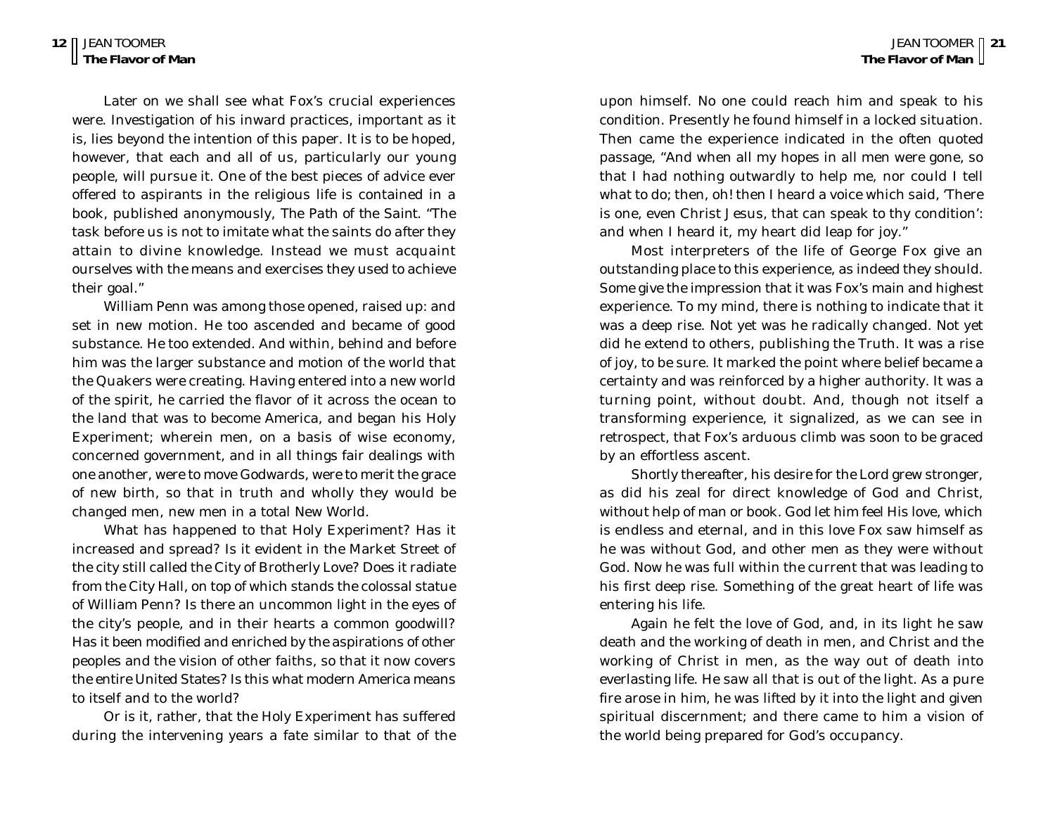Later on we shall see what Fox's crucial experiences were. Investigation of his inward practices, important as it is, lies beyond the intention of this paper. It is to be hoped, however, that each and all of us, particularly our young people, will pursue it. One of the best pieces of advice ever offered to aspirants in the religious life is contained in a book, published anonymously, The Path of the Saint. "The task before us is not to imitate what the saints do after they attain to divine knowledge. Instead we must acquaint ourselves with the means and exercises they used to achieve their goal."

William Penn was among those opened, raised up: and set in new motion. He too ascended and became of good substance. He too extended. And within, behind and before him was the larger substance and motion of the world that the Quakers were creating. Having entered into a new world of the spirit, he carried the flavor of it across the ocean to the land that was to become America, and began his Holy Experiment; wherein men, on a basis of wise economy, concerned government, and in all things fair dealings with one another, were to move Godwards, were to merit the grace of new birth, so that in truth and wholly they would be changed men, new men in a total New World.

What has happened to that Holy Experiment? Has it increased and spread? Is it evident in the Market Street of the city still called the City of Brotherly Love? Does it radiate from the City Hall, on top of which stands the colossal statue of William Penn? Is there an uncommon light in the eyes of the city's people, and in their hearts a common goodwill? Has it been modified and enriched by the aspirations of other peoples and the vision of other faiths, so that it now covers the entire United States? Is this what modern America means to itself and to the world?

Or is it, rather, that the Holy Experiment has suffered during the intervening years a fate similar to that of the

upon himself. No one could reach him and speak to his condition. Presently he found himself in a locked situation. Then came the experience indicated in the often quoted passage, "And when all my hopes in all men were gone, so that I had nothing outwardly to help me, nor could I tell what to do; then, oh! then I heard a voice which said, 'There is one, even Christ Jesus, that can speak to thy condition': and when I heard it, my heart did leap for joy."

Most interpreters of the life of George Fox give an outstanding place to this experience, as indeed they should. Some give the impression that it was Fox's main and highest experience. To my mind, there is nothing to indicate that it was a deep rise. Not yet was he radically changed. Not yet did he extend to others, publishing the Truth. It was a rise of joy, to be sure. It marked the point where belief became a certainty and was reinforced by a higher authority. It was a turning point, without doubt. And, though not itself a transforming experience, it signalized, as we can see in retrospect, that Fox's arduous climb was soon to be graced by an effortless ascent.

Shortly thereafter, his desire for the Lord grew stronger, as did his zeal for direct knowledge of God and Christ, without help of man or book. God let him feel His love, which is endless and eternal, and in this love Fox saw himself as he was without God, and other men as they were without God. Now he was full within the current that was leading to his first deep rise. Something of the great heart of life was entering his life.

Again he felt the love of God, and, in its light he saw death and the working of death in men, and Christ and the working of Christ in men, as the way out of death into everlasting life. He saw all that is out of the light. As a pure fire arose in him, he was lifted by it into the light and given spiritual discernment; and there came to him a vision of the world being prepared for God's occupancy.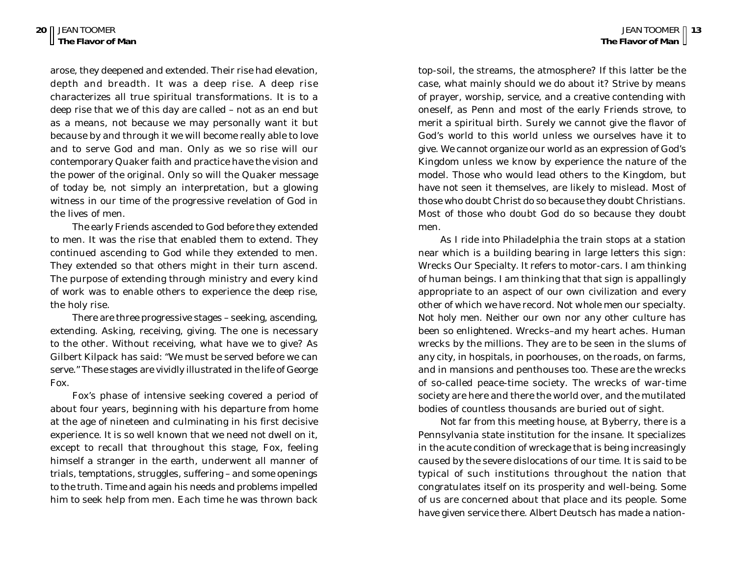arose, they deepened and extended. Their rise had elevation, depth and breadth. It was a deep rise. A deep rise characterizes all true spiritual transformations. It is to a deep rise that we of this day are called – not as an end but as a means, not because we may personally want it but because by and through it we will become really able to love and to serve God and man. Only as we so rise will our contemporary Quaker faith and practice have the vision and the power of the original. Only so will the Quaker message of today be, not simply an interpretation, but a glowing witness in our time of the progressive revelation of God in the lives of men.

The early Friends ascended to God before they extended to men. It was the rise that enabled them to extend. They continued ascending to God while they extended to men. They extended so that others might in their turn ascend. The purpose of extending through ministry and every kind of work was to enable others to experience the deep rise, the holy rise.

There are three progressive stages – seeking, ascending, extending. Asking, receiving, giving. The one is necessary to the other. Without receiving, what have we to give? As Gilbert Kilpack has said: "We must be served before we can serve." These stages are vividly illustrated in the life of George Fox.

Fox's phase of intensive seeking covered a period of about four years, beginning with his departure from home at the age of nineteen and culminating in his first decisive experience. It is so well known that we need not dwell on it, except to recall that throughout this stage, Fox, feeling himself a stranger in the earth, underwent all manner of trials, temptations, struggles, suffering – and some openings to the truth. Time and again his needs and problems impelled him to seek help from men. Each time he was thrown back

top-soil, the streams, the atmosphere? If this latter be the case, what mainly should we do about it? Strive by means of prayer, worship, service, and a creative contending with oneself, as Penn and most of the early Friends strove, to merit a spiritual birth. Surely we cannot give the flavor of God's world to this world unless we ourselves have it to give. We cannot organize our world as an expression of God's Kingdom unless we know by experience the nature of the model. Those who would lead others to the Kingdom, but have not seen it themselves, are likely to mislead. Most of those who doubt Christ do so because they doubt Christians. Most of those who doubt God do so because they doubt men.

As I ride into Philadelphia the train stops at a station near which is a building bearing in large letters this sign: Wrecks Our Specialty. It refers to motor-cars. I am thinking of human beings. I am thinking that that sign is appallingly appropriate to an aspect of our own civilization and every other of which we have record. Not whole men our specialty. Not holy men. Neither our own nor any other culture has been so enlightened. Wrecks–and my heart aches. Human wrecks by the millions. They are to be seen in the slums of any city, in hospitals, in poorhouses, on the roads, on farms, and in mansions and penthouses too. These are the wrecks of so-called peace-time society. The wrecks of war-time society are here and there the world over, and the mutilated bodies of countless thousands are buried out of sight.

Not far from this meeting house, at Byberry, there is a Pennsylvania state institution for the insane. It specializes in the acute condition of wreckage that is being increasingly caused by the severe dislocations of our time. It is said to be typical of such institutions throughout the nation that congratulates itself on its prosperity and well-being. Some of us are concerned about that place and its people. Some have given service there. Albert Deutsch has made a nation-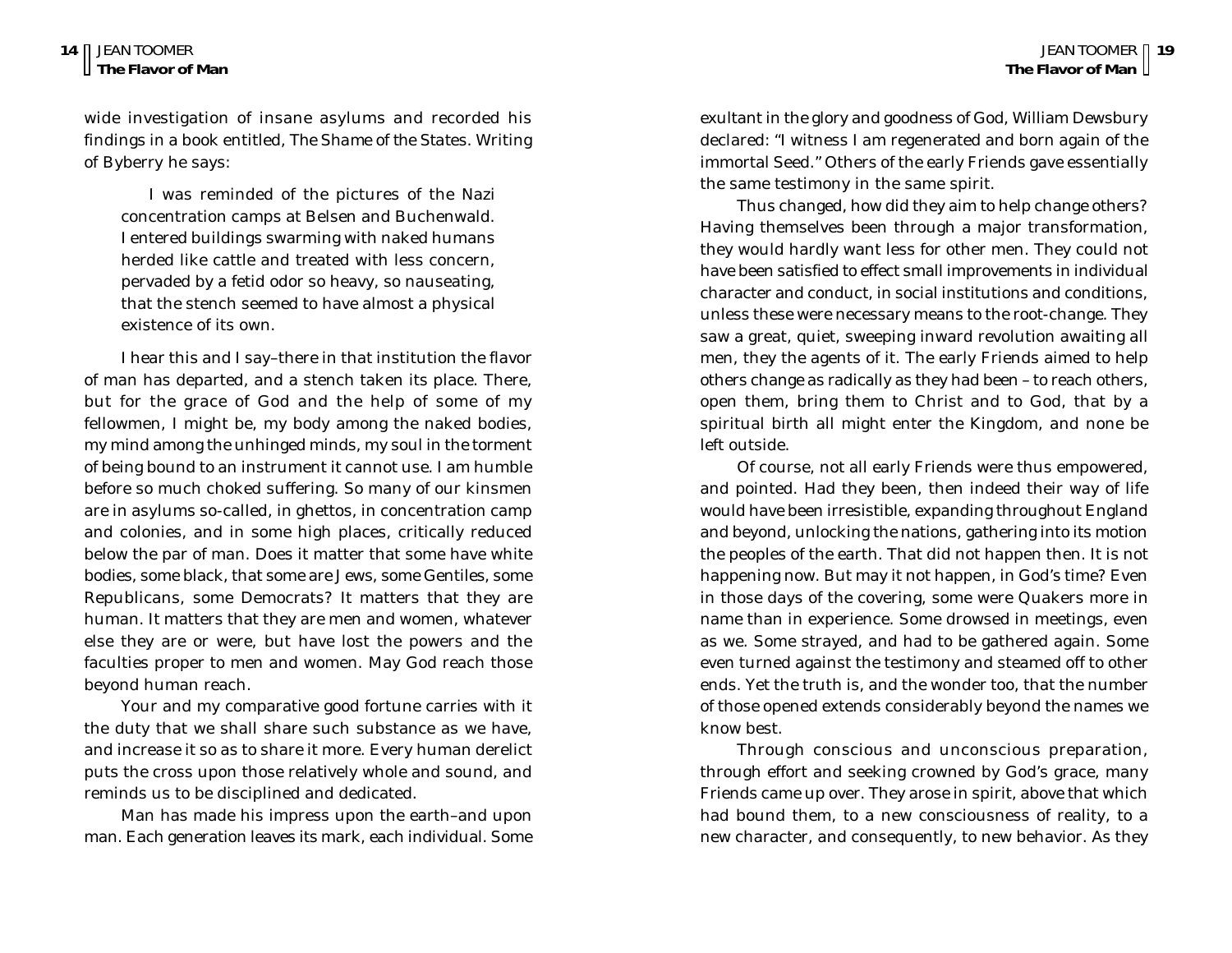wide investigation of insane asylums and recorded his findings in a book entitled, The Shame of the States. Writing of Byberry he says:

> I was reminded of the pictures of the Nazi concentration camps at Belsen and Buchenwald. I entered buildings swarming with naked humans herded like cattle and treated with less concern, pervaded by a fetid odor so heavy, so nauseating, that the stench seemed to have almost a physical existence of its own.

I hear this and I say–there in that institution the flavor of man has departed, and a stench taken its place. There, but for the grace of God and the help of some of my fellowmen, I might be, my body among the naked bodies, my mind among the unhinged minds, my soul in the torment of being bound to an instrument it cannot use. I am humble before so much choked suffering. So many of our kinsmen are in asylums so-called, in ghettos, in concentration camp and colonies, and in some high places, critically reduced below the par of man. Does it matter that some have white bodies, some black, that some are Jews, some Gentiles, some Republicans, some Democrats? It matters that they are human. It matters that they are men and women, whatever else they are or were, but have lost the powers and the faculties proper to men and women. May God reach those beyond human reach.

Your and my comparative good fortune carries with it the duty that we shall share such substance as we have, and increase it so as to share it more. Every human derelict puts the cross upon those relatively whole and sound, and reminds us to be disciplined and dedicated.

Man has made his impress upon the earth–and upon man. Each generation leaves its mark, each individual. Some

exultant in the glory and goodness of God, William Dewsbury declared: "I witness I am regenerated and born again of the immortal Seed." Others of the early Friends gave essentially the same testimony in the same spirit.

Thus changed, how did they aim to help change others? Having themselves been through a major transformation, they would hardly want less for other men. They could not have been satisfied to effect small improvements in individual character and conduct, in social institutions and conditions, unless these were necessary means to the root-change. They saw a great, quiet, sweeping inward revolution awaiting all men, they the agents of it. The early Friends aimed to help others change as radically as they had been – to reach others, open them, bring them to Christ and to God, that by a spiritual birth all might enter the Kingdom, and none be left outside.

Of course, not all early Friends were thus empowered, and pointed. Had they been, then indeed their way of life would have been irresistible, expanding throughout England and beyond, unlocking the nations, gathering into its motion the peoples of the earth. That did not happen then. It is not happening now. But may it not happen, in God's time? Even in those days of the covering, some were Quakers more in name than in experience. Some drowsed in meetings, even as we. Some strayed, and had to be gathered again. Some even turned against the testimony and steamed off to other ends. Yet the truth is, and the wonder too, that the number of those opened extends considerably beyond the names we know best.

Through conscious and unconscious preparation, through effort and seeking crowned by God's grace, many Friends came up over. They arose in spirit, above that which had bound them, to a new consciousness of reality, to a new character, and consequently, to new behavior. As they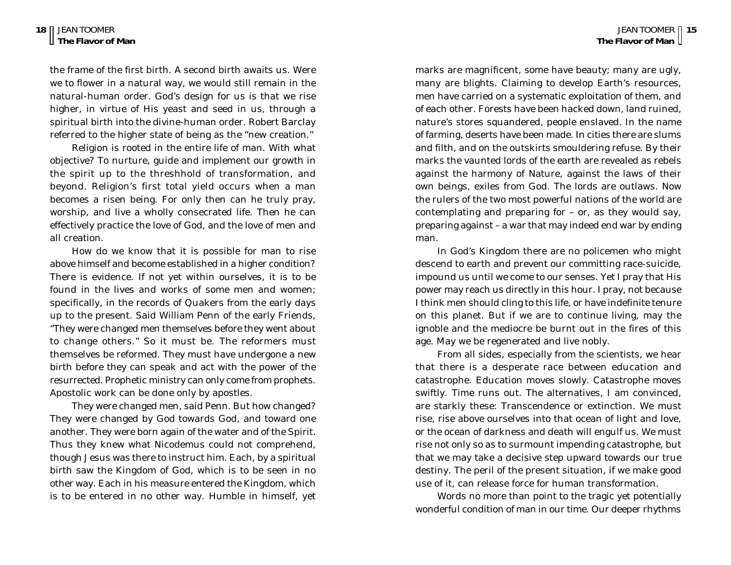the frame of the first birth. A second birth awaits us. Were we to flower in a natural way, we would still remain in the natural-human order. God's design for us is that we rise higher, in virtue of His yeast and seed in us, through a spiritual birth into the divine-human order. Robert Barclay referred to the higher state of being as the "new creation."

Religion is rooted in the entire life of man. With what objective? To nurture, guide and implement our growth in the spirit up to the threshhold of transformation, and beyond. Religion's first total yield occurs when a man becomes a risen being. For only then can he truly pray, worship, and live a wholly consecrated life. Then he can effectively practice the love of God, and the love of men and all creation.

How do we know that it is possible for man to rise above himself and become established in a higher condition? There is evidence. If not yet within ourselves, it is to be found in the lives and works of some men and women; specifically, in the records of Quakers from the early days up to the present. Said William Penn of the early Friends, "They were changed men themselves before they went about to change others." So it must be. The reformers must themselves be reformed. They must have undergone a new birth before they can speak and act with the power of the resurrected. Prophetic ministry can only come from prophets. Apostolic work can be done only by apostles.

They were changed men, said Penn. But how changed? They were changed by God towards God, and toward one another. They were born again of the water and of the Spirit. Thus they knew what Nicodemus could not comprehend, though Jesus was there to instruct him. Each, by a spiritual birth saw the Kingdom of God, which is to be seen in no other way. Each in his measure entered the Kingdom, which is to be entered in no other way. Humble in himself, yet

marks are magnificent, some have beauty; many are ugly, many are blights. Claiming to develop Earth's resources, men have carried on a systematic exploitation of them, and of each other. Forests have been hacked down, land ruined, nature's stores squandered, people enslaved. In the name of farming, deserts have been made. In cities there are slums and filth, and on the outskirts smouldering refuse. By their marks the vaunted lords of the earth are revealed as rebels against the harmony of Nature, against the laws of their own beings, exiles from God. The lords are outlaws. Now the rulers of the two most powerful nations of the world are contemplating and preparing for – or, as they would say, preparing against – a war that may indeed end war by ending man.

In God's Kingdom there are no policemen who might descend to earth and prevent our committing race-suicide, impound us until we come to our senses. Yet I pray that His power may reach us directly in this hour. I pray, not because I think men should cling to this life, or have indefinite tenure on this planet. But if we are to continue living, may the ignoble and the mediocre be burnt out in the fires of this age. May we be regenerated and live nobly.

From all sides, especially from the scientists, we hear that there is a desperate race between education and catastrophe. Education moves slowly. Catastrophe moves swiftly. Time runs out. The alternatives, I am convinced, are starkly these: Transcendence or extinction. We must rise, rise above ourselves into that ocean of light and love, or the ocean of darkness and death will engulf us. We must rise not only so as to surmount impending catastrophe, but that we may take a decisive step upward towards our true destiny. The peril of the present situation, if we make good use of it, can release force for human transformation.

Words no more than point to the tragic yet potentially wonderful condition of man in our time. Our deeper rhythms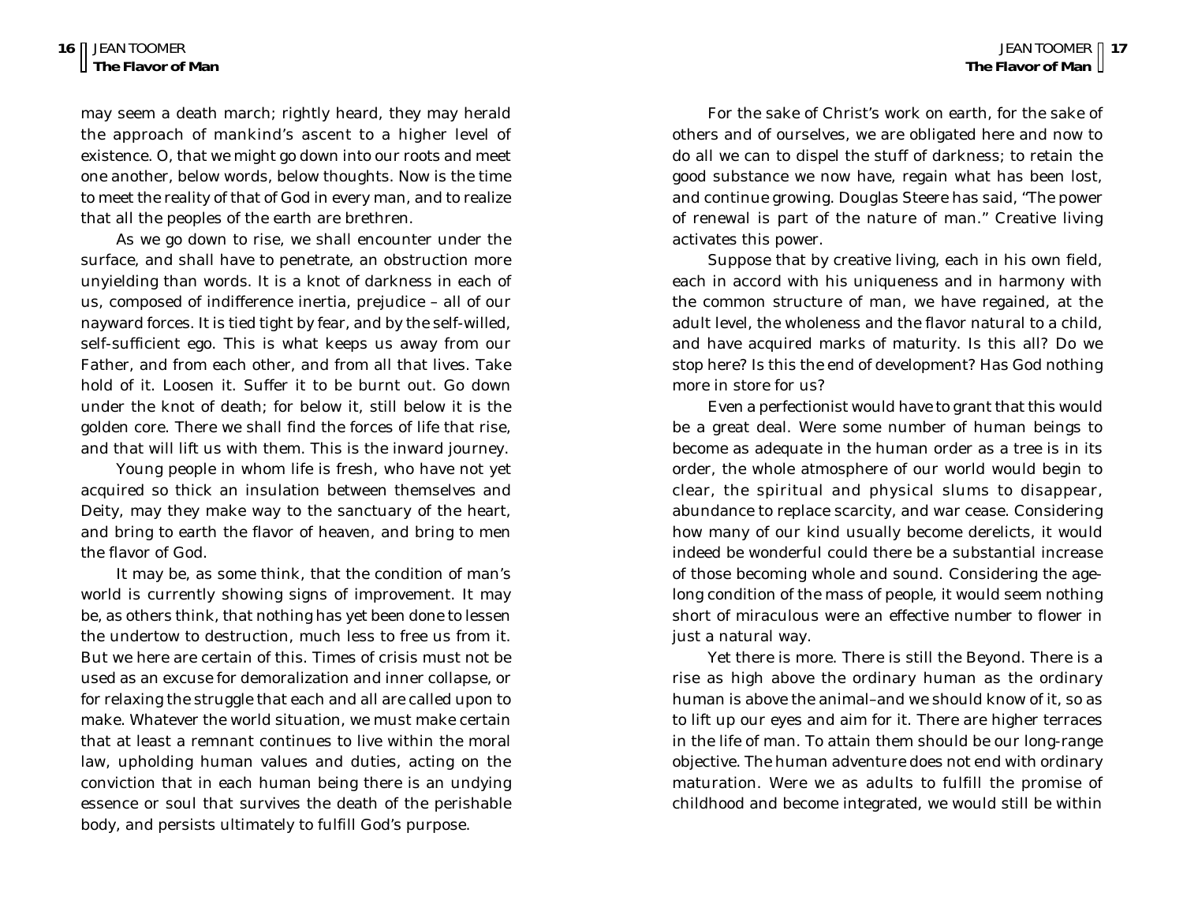may seem a death march; rightly heard, they may herald the approach of mankind's ascent to a higher level of existence. O, that we might go down into our roots and meet one another, below words, below thoughts. Now is the time to meet the reality of that of God in every man, and to realize that all the peoples of the earth are brethren.

As we go down to rise, we shall encounter under the surface, and shall have to penetrate, an obstruction more unyielding than words. It is a knot of darkness in each of us, composed of indifference inertia, prejudice – all of our nayward forces. It is tied tight by fear, and by the self-willed, self-sufficient ego. This is what keeps us away from our Father, and from each other, and from all that lives. Take hold of it. Loosen it. Suffer it to be burnt out. Go down under the knot of death; for below it, still below it is the golden core. There we shall find the forces of life that rise, and that will lift us with them. This is the inward journey.

Young people in whom life is fresh, who have not yet acquired so thick an insulation between themselves and Deity, may they make way to the sanctuary of the heart, and bring to earth the flavor of heaven, and bring to men the flavor of God.

It may be, as some think, that the condition of man's world is currently showing signs of improvement. It may be, as others think, that nothing has yet been done to lessen the undertow to destruction, much less to free us from it. But we here are certain of this. Times of crisis must not be used as an excuse for demoralization and inner collapse, or for relaxing the struggle that each and all are called upon to make. Whatever the world situation, we must make certain that at least a remnant continues to live within the moral law, upholding human values and duties, acting on the conviction that in each human being there is an undying essence or soul that survives the death of the perishable body, and persists ultimately to fulfill God's purpose.

For the sake of Christ's work on earth, for the sake of others and of ourselves, we are obligated here and now to do all we can to dispel the stuff of darkness; to retain the good substance we now have, regain what has been lost, and continue growing. Douglas Steere has said, "The power of renewal is part of the nature of man." Creative living activates this power.

Suppose that by creative living, each in his own field, each in accord with his uniqueness and in harmony with the common structure of man, we have regained, at the adult level, the wholeness and the flavor natural to a child, and have acquired marks of maturity. Is this all? Do we stop here? Is this the end of development? Has God nothing more in store for us?

Even a perfectionist would have to grant that this would be a great deal. Were some number of human beings to become as adequate in the human order as a tree is in its order, the whole atmosphere of our world would begin to clear, the spiritual and physical slums to disappear, abundance to replace scarcity, and war cease. Considering how many of our kind usually become derelicts, it would indeed be wonderful could there be a substantial increase of those becoming whole and sound. Considering the age-long condition of the mass of people, it would seem nothing short of miraculous were an effective number to flower in just a natural way.

Yet there is more. There is still the Beyond. There is a rise as high above the ordinary human as the ordinary human is above the animal–and we should know of it, so as to lift up our eyes and aim for it. There are higher terraces in the life of man. To attain them should be our long-range objective. The human adventure does not end with ordinary maturation. Were we as adults to fulfill the promise of childhood and become integrated, we would still be within